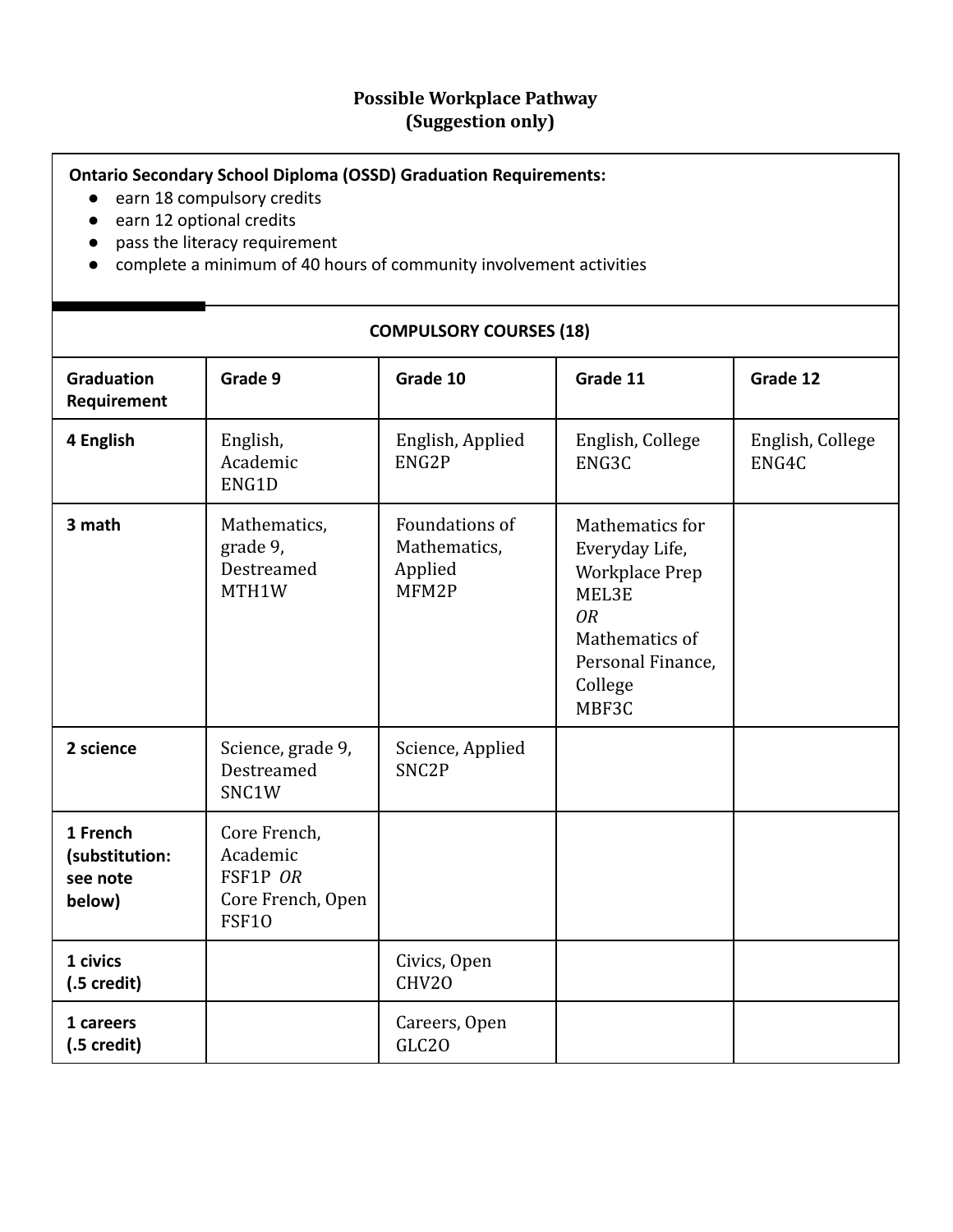**Possible Workplace Pathway**
**(Suggestion only)**

**Ontario Secondary School Diploma (OSSD) Graduation Requirements:**

- earn 18 compulsory credits
- earn 12 optional credits
- pass the literacy requirement
- complete a minimum of 40 hours of community involvement activities

**COMPULSORY COURSES (18)**

| Graduation Requirement | Grade 9 | Grade 10 | Grade 11 | Grade 12 |
|---|---|---|---|---|
| **4 English** | English, Academic ENG1D | English, Applied ENG2P | English, College ENG3C | English, College ENG4C |
| **3 math** | Mathematics, grade 9, Destreamed MTH1W | Foundations of Mathematics, Applied MFM2P | Mathematics for Everyday Life, Workplace Prep MEL3E *OR* Mathematics of Personal Finance, College MBF3C | |
| **2 science** | Science, grade 9, Destreamed SNC1W | Science, Applied SNC2P | | |
| **1 French (substitution: see note below)** | Core French, Academic FSF1P *OR* Core French, Open FSF1O | | | |
| **1 civics (.5 credit)** | | Civics, Open CHV2O | | |
| **1 careers (.5 credit)** | | Careers, Open GLC2O | | |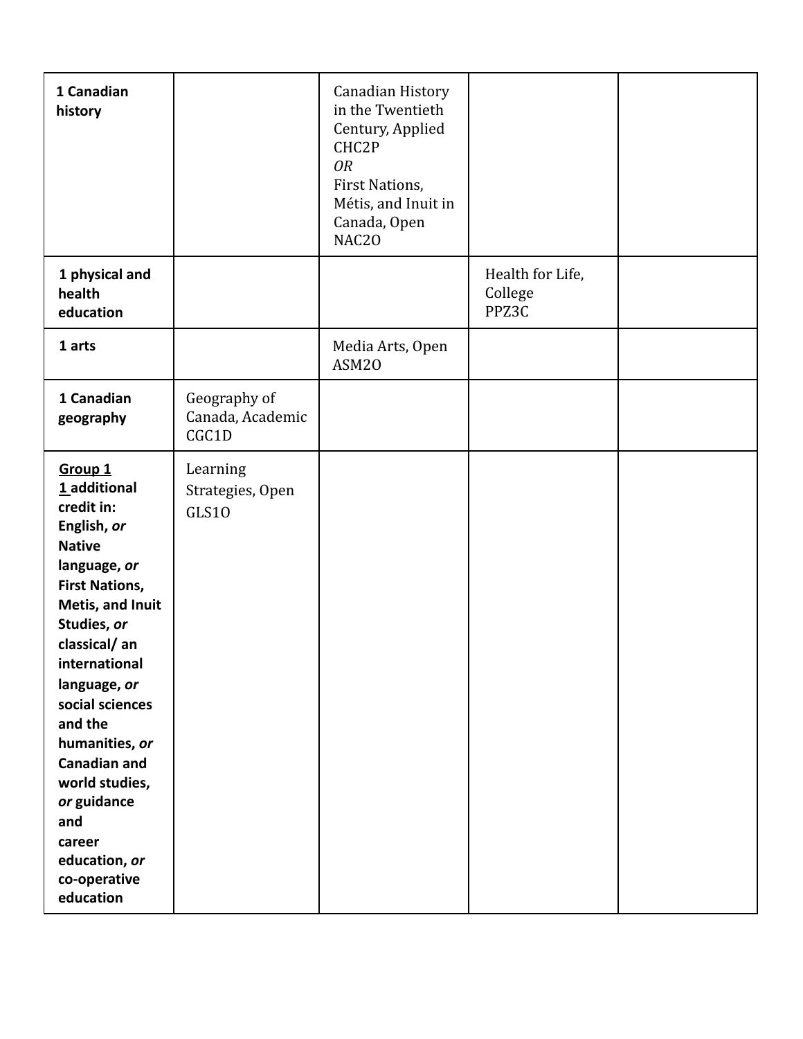| | | | | |
|---|---|---|---|---|
| **1 Canadian history** | | Canadian History in the Twentieth Century, Applied CHC2P *OR* First Nations, Métis, and Inuit in Canada, Open NAC2O | | |
| **1 physical and health education** | | | Health for Life, College PPZ3C | |
| **1 arts** | | Media Arts, Open ASM2O | | |
| **1 Canadian geography** | Geography of Canada, Academic CGC1D | | | |
| **<u>Group 1</u>** **<u>1</u> additional credit in: English, *or* Native language, *or* First Nations, Metis, and Inuit Studies, *or* classical/ an international language, *or* social sciences and the humanities, *or* Canadian and world studies, *or* guidance and career education, *or* co-operative education** | Learning Strategies, Open GLS1O | | | |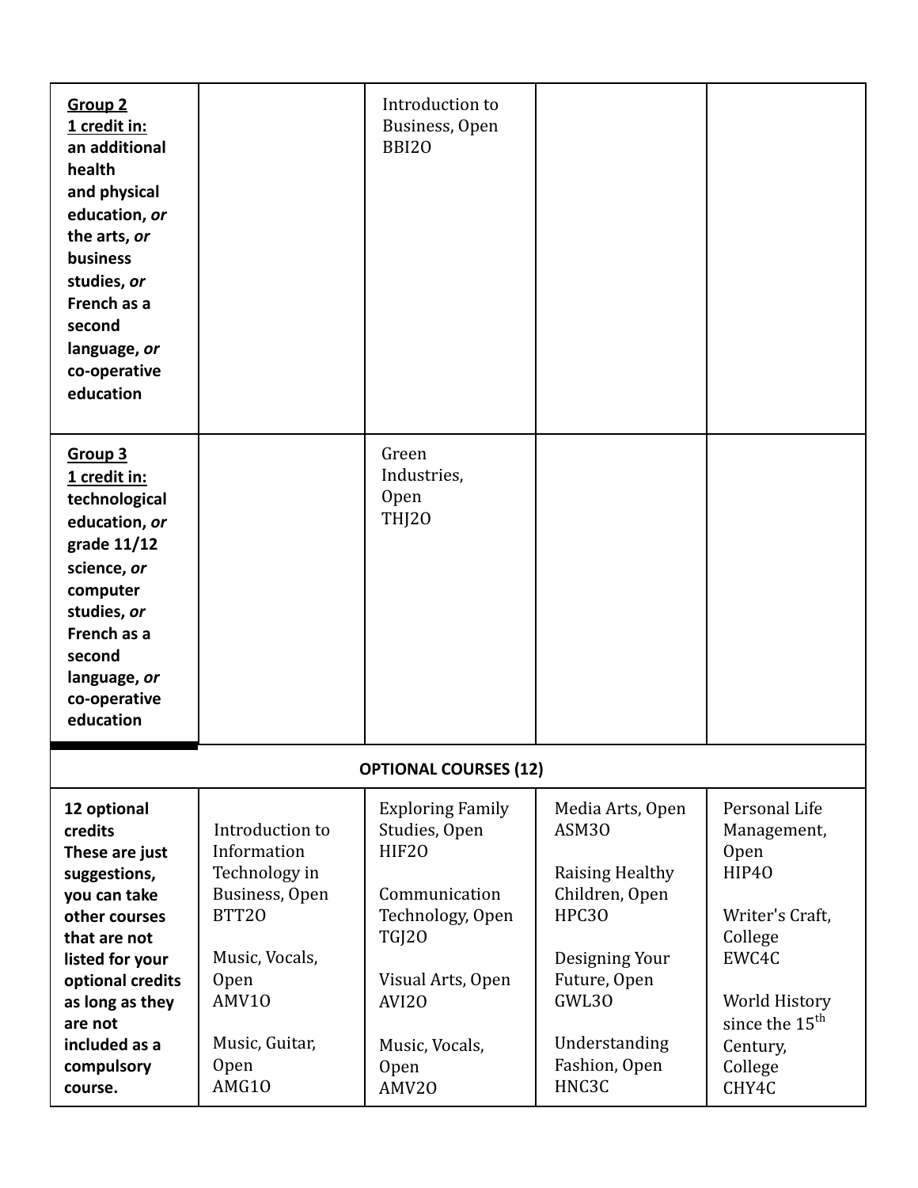| | | | | |
|---|---|---|---|---|
| **Group 2**<br>**1 credit in:**<br>**an additional health and physical education, *or* the arts, *or* business studies, *or* French as a second language, *or* co-operative education** | | Introduction to Business, Open<br>BBI2O | | |
| **Group 3**<br>**1 credit in:**<br>**technological education, *or* grade 11/12 science, *or* computer studies, *or* French as a second language, *or* co-operative education** | | Green Industries, Open<br>THJ2O | | |
| **OPTIONAL COURSES (12)** | | | | |
| **12 optional credits**<br>**These are just suggestions, you can take other courses that are not listed for your optional credits as long as they are not included as a compulsory course.** | Introduction to Information Technology in Business, Open<br>BTT2O<br><br>Music, Vocals, Open<br>AMV1O<br><br>Music, Guitar, Open<br>AMG1O | Exploring Family Studies, Open<br>HIF2O<br><br>Communication Technology, Open<br>TGJ2O<br><br>Visual Arts, Open<br>AVI2O<br><br>Music, Vocals, Open<br>AMV2O | Media Arts, Open<br>ASM3O<br><br>Raising Healthy Children, Open<br>HPC3O<br><br>Designing Your Future, Open<br>GWL3O<br><br>Understanding Fashion, Open<br>HNC3C | Personal Life Management, Open<br>HIP4O<br><br>Writer's Craft, College<br>EWC4C<br><br>World History since the 15th Century, College<br>CHY4C |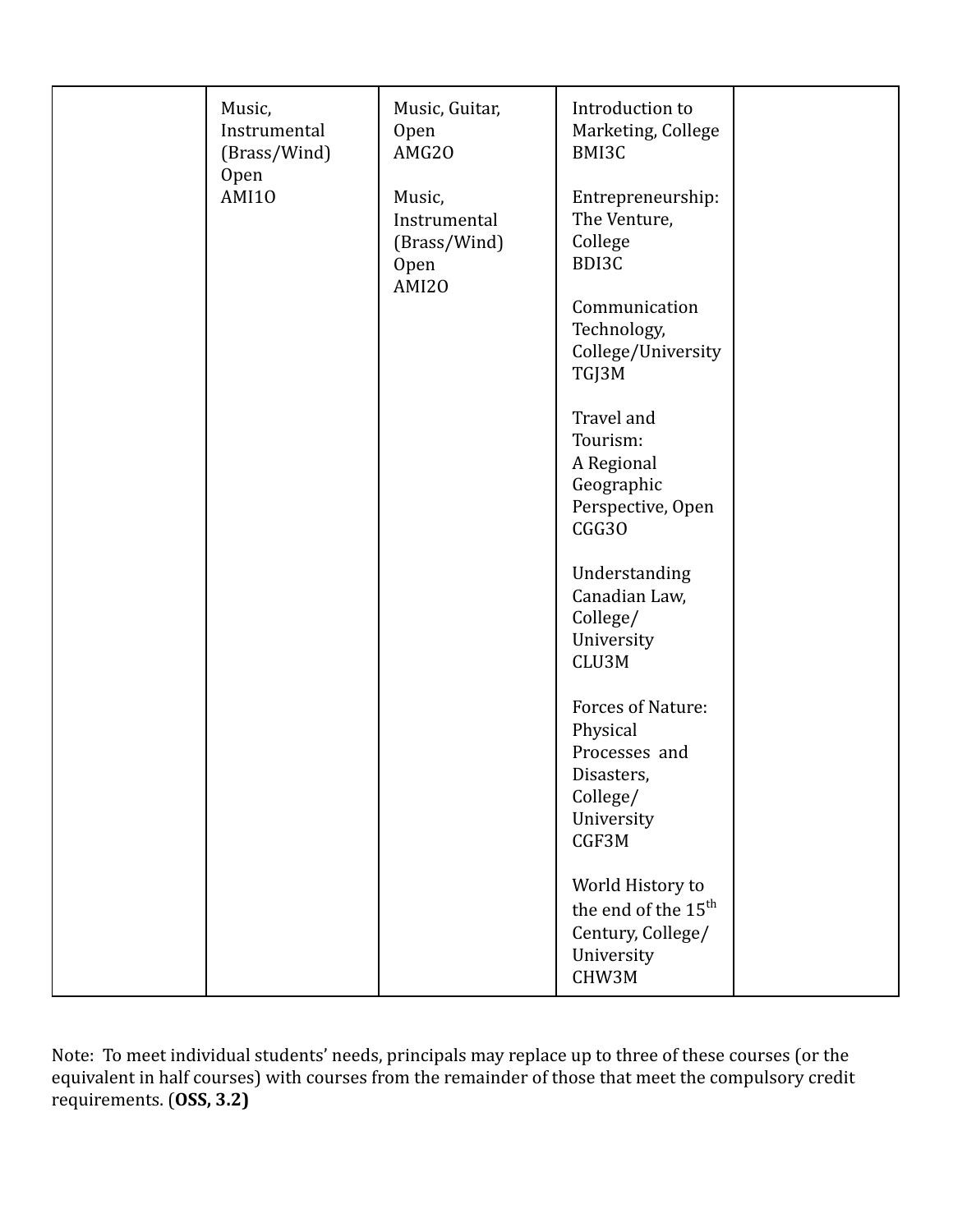|  |  |  |  |  |
|---|---|---|---|---|
|  | Music, Instrumental (Brass/Wind) Open AMI1O | Music, Guitar, Open AMG2O<br><br>Music, Instrumental (Brass/Wind) Open AMI2O | Introduction to Marketing, College BMI3C<br><br>Entrepreneurship: The Venture, College BDI3C<br><br>Communication Technology, College/University TGJ3M<br><br>Travel and Tourism: A Regional Geographic Perspective, Open CGG3O<br><br>Understanding Canadian Law, College/ University CLU3M<br><br>Forces of Nature: Physical Processes and Disasters, College/ University CGF3M<br><br>World History to the end of the 15th Century, College/ University CHW3M |  |

Note: To meet individual students' needs, principals may replace up to three of these courses (or the equivalent in half courses) with courses from the remainder of those that meet the compulsory credit requirements. (**OSS, 3.2)**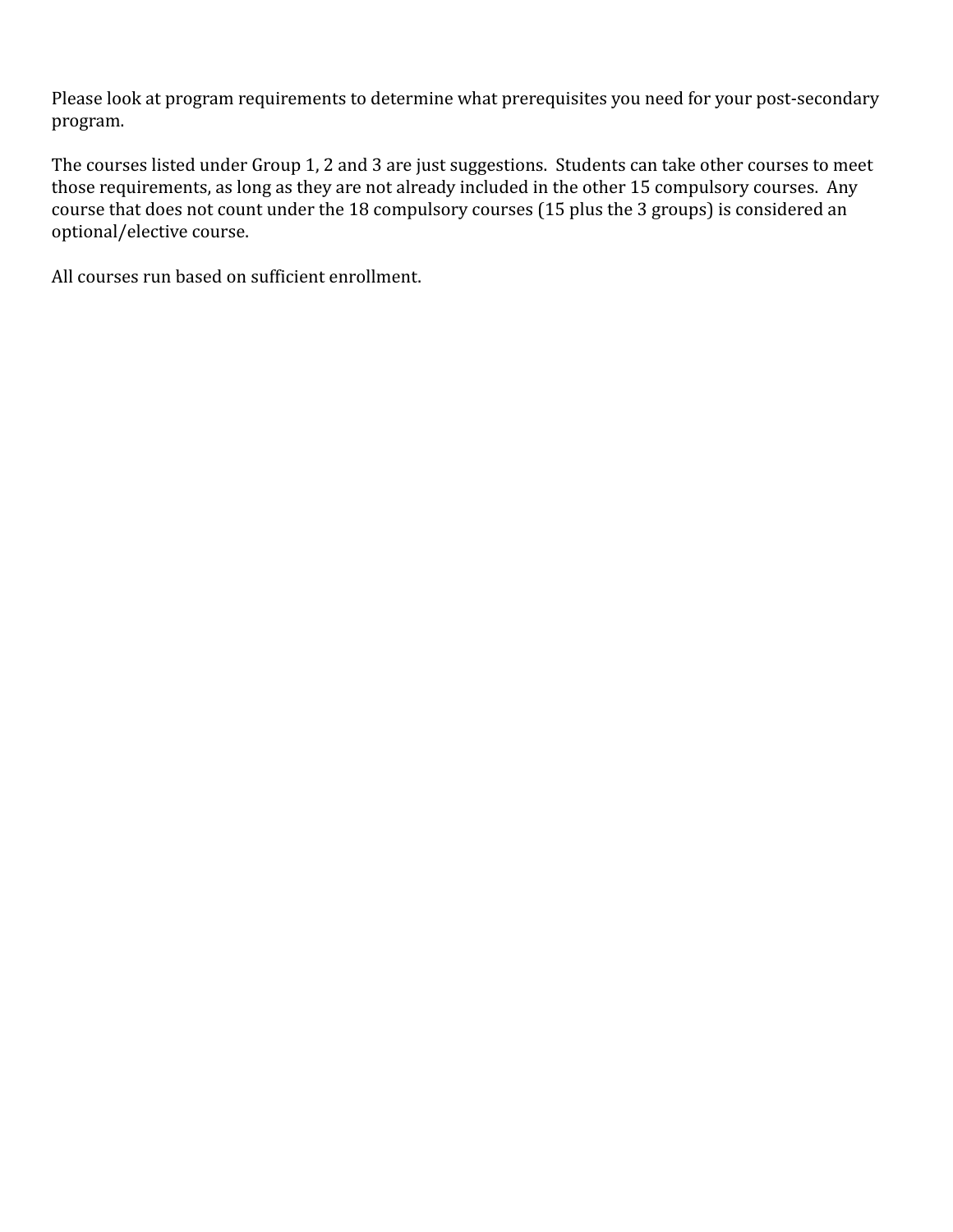Please look at program requirements to determine what prerequisites you need for your post-secondary program.

The courses listed under Group 1, 2 and 3 are just suggestions. Students can take other courses to meet those requirements, as long as they are not already included in the other 15 compulsory courses. Any course that does not count under the 18 compulsory courses (15 plus the 3 groups) is considered an optional/elective course.

All courses run based on sufficient enrollment.